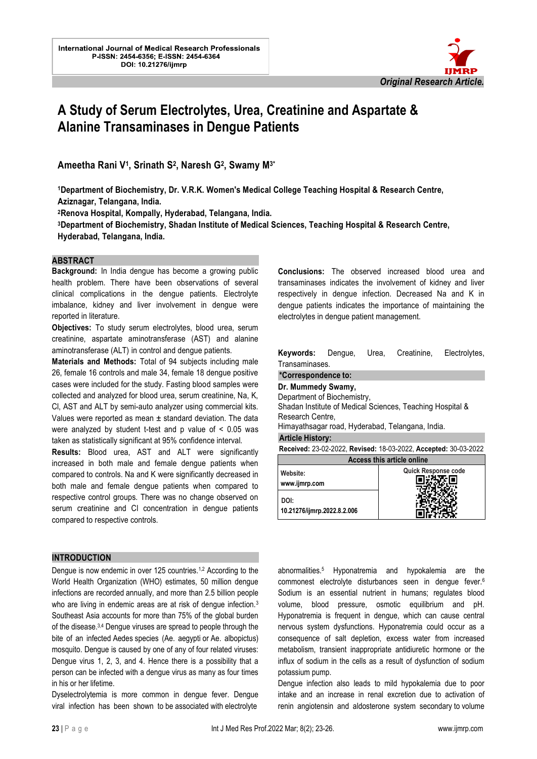International Journal of Medical Research Professionals
P-ISSN: 2454-6356; E-ISSN: 2454-6364
DOI: 10.21276/ijmrp

*Original Research Article.*

# A Study of Serum Electrolytes, Urea, Creatinine and Aspartate & Alanine Transaminases in Dengue Patients

**Ameetha Rani V[1], Srinath S[2], Naresh G[2], Swamy M[3*]**

**[1]Department of Biochemistry, Dr. V.R.K. Women's Medical College Teaching Hospital & Research Centre, Aziznagar, Telangana, India.**
**[2]Renova Hospital, Kompally, Hyderabad, Telangana, India.**
**[3]Department of Biochemistry, Shadan Institute of Medical Sciences, Teaching Hospital & Research Centre, Hyderabad, Telangana, India.**

## ABSTRACT

**Background:** In India dengue has become a growing public health problem. There have been observations of several clinical complications in the dengue patients. Electrolyte imbalance, kidney and liver involvement in dengue were reported in literature.

**Objectives:** To study serum electrolytes, blood urea, serum creatinine, aspartate aminotransferase (AST) and alanine aminotransferase (ALT) in control and dengue patients.

**Materials and Methods:** Total of 94 subjects including male 26, female 16 controls and male 34, female 18 dengue positive cases were included for the study. Fasting blood samples were collected and analyzed for blood urea, serum creatinine, Na, K, Cl, AST and ALT by semi-auto analyzer using commercial kits. Values were reported as mean ± standard deviation. The data were analyzed by student t-test and p value of $< 0.05$ was taken as statistically significant at 95% confidence interval.

**Results:** Blood urea, AST and ALT were significantly increased in both male and female dengue patients when compared to controls. Na and K were significantly decreased in both male and female dengue patients when compared to respective control groups. There was no change observed on serum creatinine and Cl concentration in dengue patients compared to respective controls.

**Conclusions:** The observed increased blood urea and transaminases indicates the involvement of kidney and liver respectively in dengue infection. Decreased Na and K in dengue patients indicates the importance of maintaining the electrolytes in dengue patient management.

**Keywords:** Dengue, Urea, Creatinine, Electrolytes, Transaminases.

**\*Correspondence to:**
**Dr. Mummedy Swamy,**
Department of Biochemistry,
Shadan Institute of Medical Sciences, Teaching Hospital & Research Centre,
Himayathsagar road, Hyderabad, Telangana, India.

**Article History:**
**Received:** 23-02-2022, **Revised:** 18-03-2022, **Accepted:** 30-03-2022

| Access this article online | |
|---|---|
| Website: www.ijmrp.com | Quick Response code |
| DOI: 10.21276/ijmrp.2022.8.2.006 | |

## INTRODUCTION

Dengue is now endemic in over 125 countries.[1,2] According to the World Health Organization (WHO) estimates, 50 million dengue infections are recorded annually, and more than 2.5 billion people who are living in endemic areas are at risk of dengue infection.[3] Southeast Asia accounts for more than 75% of the global burden of the disease.[3,4] Dengue viruses are spread to people through the bite of an infected Aedes species (Ae. aegypti or Ae. albopictus) mosquito. Dengue is caused by one of any of four related viruses: Dengue virus 1, 2, 3, and 4. Hence there is a possibility that a person can be infected with a dengue virus as many as four times in his or her lifetime.

Dyselectrolytemia is more common in dengue fever. Dengue viral infection has been shown to be associated with electrolyte abnormalities.[5] Hyponatremia and hypokalemia are the commonest electrolyte disturbances seen in dengue fever.[6] Sodium is an essential nutrient in humans; regulates blood volume, blood pressure, osmotic equilibrium and pH. Hyponatremia is frequent in dengue, which can cause central nervous system dysfunctions. Hyponatremia could occur as a consequence of salt depletion, excess water from increased metabolism, transient inappropriate antidiuretic hormone or the influx of sodium in the cells as a result of dysfunction of sodium potassium pump.

Dengue infection also leads to mild hypokalemia due to poor intake and an increase in renal excretion due to activation of renin angiotensin and aldosterone system secondary to volume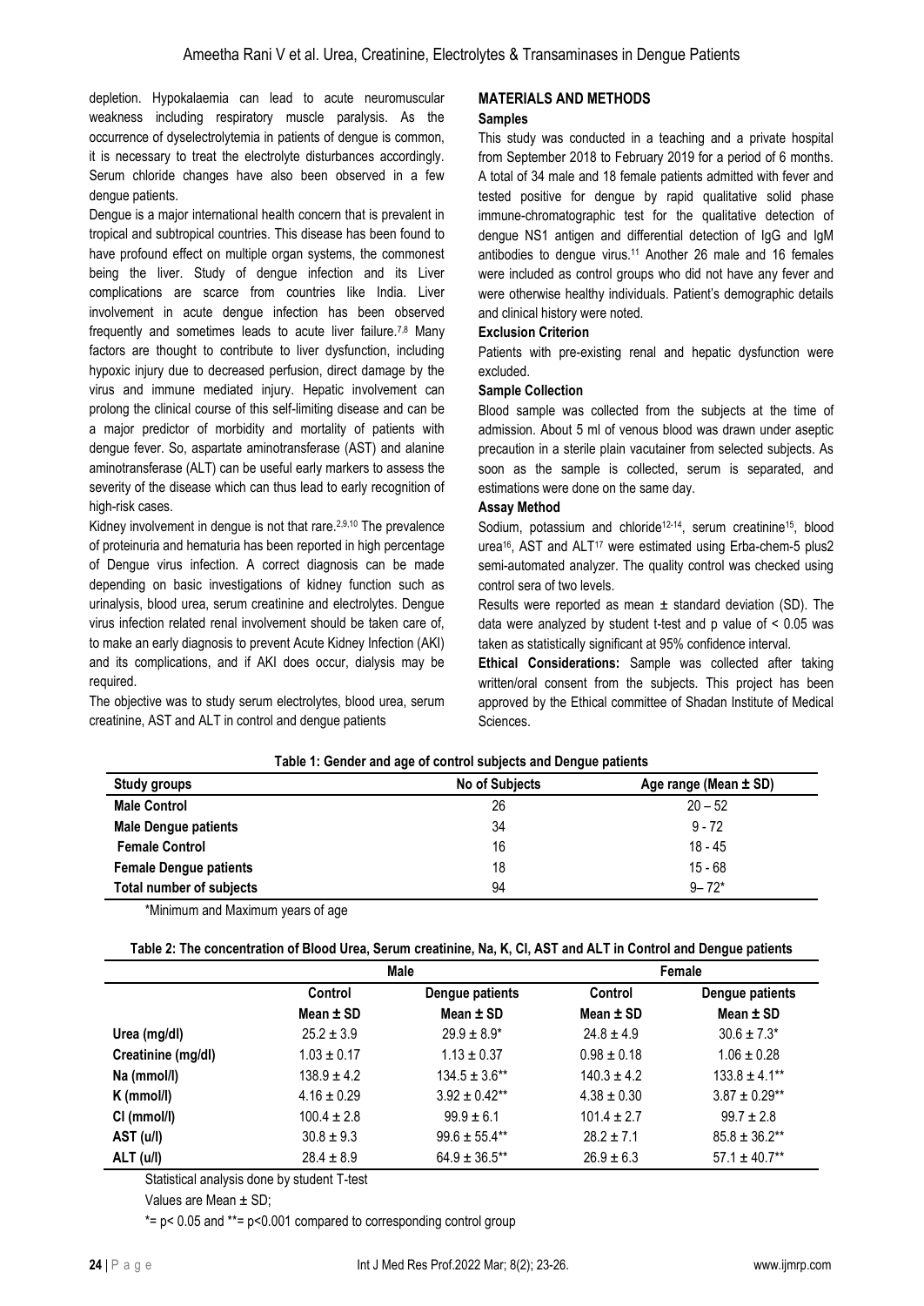depletion. Hypokalaemia can lead to acute neuromuscular weakness including respiratory muscle paralysis. As the occurrence of dyselectrolytemia in patients of dengue is common, it is necessary to treat the electrolyte disturbances accordingly. Serum chloride changes have also been observed in a few dengue patients.

Dengue is a major international health concern that is prevalent in tropical and subtropical countries. This disease has been found to have profound effect on multiple organ systems, the commonest being the liver. Study of dengue infection and its Liver complications are scarce from countries like India. Liver involvement in acute dengue infection has been observed frequently and sometimes leads to acute liver failure.[7,8] Many factors are thought to contribute to liver dysfunction, including hypoxic injury due to decreased perfusion, direct damage by the virus and immune mediated injury. Hepatic involvement can prolong the clinical course of this self-limiting disease and can be a major predictor of morbidity and mortality of patients with dengue fever. So, aspartate aminotransferase (AST) and alanine aminotransferase (ALT) can be useful early markers to assess the severity of the disease which can thus lead to early recognition of high-risk cases.

Kidney involvement in dengue is not that rare.[2,9,10] The prevalence of proteinuria and hematuria has been reported in high percentage of Dengue virus infection. A correct diagnosis can be made depending on basic investigations of kidney function such as urinalysis, blood urea, serum creatinine and electrolytes. Dengue virus infection related renal involvement should be taken care of, to make an early diagnosis to prevent Acute Kidney Infection (AKI) and its complications, and if AKI does occur, dialysis may be required.

The objective was to study serum electrolytes, blood urea, serum creatinine, AST and ALT in control and dengue patients

## MATERIALS AND METHODS

### Samples

This study was conducted in a teaching and a private hospital from September 2018 to February 2019 for a period of 6 months. A total of 34 male and 18 female patients admitted with fever and tested positive for dengue by rapid qualitative solid phase immune-chromatographic test for the qualitative detection of dengue NS1 antigen and differential detection of IgG and IgM antibodies to dengue virus.[11] Another 26 male and 16 females were included as control groups who did not have any fever and were otherwise healthy individuals. Patient's demographic details and clinical history were noted.

### Exclusion Criterion

Patients with pre-existing renal and hepatic dysfunction were excluded.

### Sample Collection

Blood sample was collected from the subjects at the time of admission. About 5 ml of venous blood was drawn under aseptic precaution in a sterile plain vacutainer from selected subjects. As soon as the sample is collected, serum is separated, and estimations were done on the same day.

### Assay Method

Sodium, potassium and chloride[12-14], serum creatinine[15], blood urea[16], AST and ALT[17] were estimated using Erba-chem-5 plus2 semi-automated analyzer. The quality control was checked using control sera of two levels.

Results were reported as mean ± standard deviation (SD). The data were analyzed by student t-test and p value of $< 0.05$ was taken as statistically significant at 95% confidence interval.

**Ethical Considerations:** Sample was collected after taking written/oral consent from the subjects. This project has been approved by the Ethical committee of Shadan Institute of Medical Sciences.

**Table 1: Gender and age of control subjects and Dengue patients**

| Study groups | No of Subjects | Age range (Mean ± SD) |
|---|---|---|
| **Male Control** | 26 | 20 – 52 |
| **Male Dengue patients** | 34 | 9 - 72 |
| **Female Control** | 16 | 18 - 45 |
| **Female Dengue patients** | 18 | 15 - 68 |
| **Total number of subjects** | 94 | 9– 72* |

*Minimum and Maximum years of age

**Table 2: The concentration of Blood Urea, Serum creatinine, Na, K, Cl, AST and ALT in Control and Dengue patients**

| | Male | | Female | |
|---|---|---|---|---|
| | Control | Dengue patients | Control | Dengue patients |
| | Mean ± SD | Mean ± SD | Mean ± SD | Mean ± SD |
| **Urea (mg/dl)** | 25.2 ± 3.9 | 29.9 ± 8.9* | 24.8 ± 4.9 | 30.6 ± 7.3* |
| **Creatinine (mg/dl)** | 1.03 ± 0.17 | 1.13 ± 0.37 | 0.98 ± 0.18 | 1.06 ± 0.28 |
| **Na (mmol/l)** | 138.9 ± 4.2 | 134.5 ± 3.6** | 140.3 ± 4.2 | 133.8 ± 4.1** |
| **K (mmol/l)** | 4.16 ± 0.29 | 3.92 ± 0.42** | 4.38 ± 0.30 | 3.87 ± 0.29** |
| **Cl (mmol/l)** | 100.4 ± 2.8 | 99.9 ± 6.1 | 101.4 ± 2.7 | 99.7 ± 2.8 |
| **AST (u/l)** | 30.8 ± 9.3 | 99.6 ± 55.4** | 28.2 ± 7.1 | 85.8 ± 36.2** |
| **ALT (u/l)** | 28.4 ± 8.9 | 64.9 ± 36.5** | 26.9 ± 6.3 | 57.1 ± 40.7** |

Statistical analysis done by student T-test

Values are Mean ± SD;

*= $p < 0.05$ and **= $p < 0.001$ compared to corresponding control group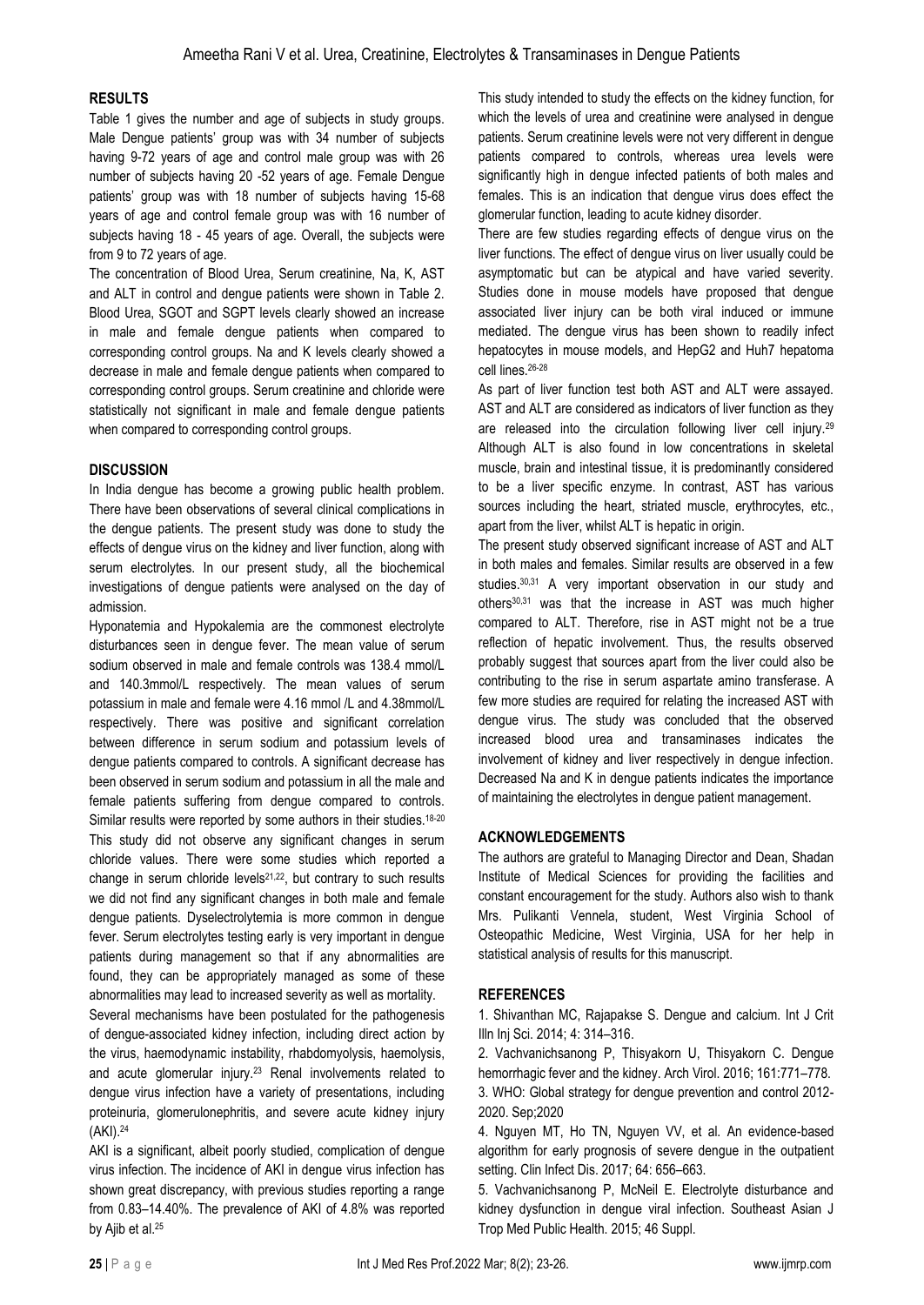## RESULTS

Table 1 gives the number and age of subjects in study groups. Male Dengue patients' group was with 34 number of subjects having 9-72 years of age and control male group was with 26 number of subjects having 20 -52 years of age. Female Dengue patients' group was with 18 number of subjects having 15-68 years of age and control female group was with 16 number of subjects having 18 - 45 years of age. Overall, the subjects were from 9 to 72 years of age.

The concentration of Blood Urea, Serum creatinine, Na, K, AST and ALT in control and dengue patients were shown in Table 2. Blood Urea, SGOT and SGPT levels clearly showed an increase in male and female dengue patients when compared to corresponding control groups. Na and K levels clearly showed a decrease in male and female dengue patients when compared to corresponding control groups. Serum creatinine and chloride were statistically not significant in male and female dengue patients when compared to corresponding control groups.

## DISCUSSION

In India dengue has become a growing public health problem. There have been observations of several clinical complications in the dengue patients. The present study was done to study the effects of dengue virus on the kidney and liver function, along with serum electrolytes. In our present study, all the biochemical investigations of dengue patients were analysed on the day of admission.

Hyponatemia and Hypokalemia are the commonest electrolyte disturbances seen in dengue fever. The mean value of serum sodium observed in male and female controls was 138.4 mmol/L and 140.3mmol/L respectively. The mean values of serum potassium in male and female were 4.16 mmol /L and 4.38mmol/L respectively. There was positive and significant correlation between difference in serum sodium and potassium levels of dengue patients compared to controls. A significant decrease has been observed in serum sodium and potassium in all the male and female patients suffering from dengue compared to controls. Similar results were reported by some authors in their studies.[18-20] This study did not observe any significant changes in serum chloride values. There were some studies which reported a change in serum chloride levels[21,22], but contrary to such results we did not find any significant changes in both male and female dengue patients. Dyselectrolytemia is more common in dengue fever. Serum electrolytes testing early is very important in dengue patients during management so that if any abnormalities are found, they can be appropriately managed as some of these abnormalities may lead to increased severity as well as mortality.

Several mechanisms have been postulated for the pathogenesis of dengue-associated kidney infection, including direct action by the virus, haemodynamic instability, rhabdomyolysis, haemolysis, and acute glomerular injury.[23] Renal involvements related to dengue virus infection have a variety of presentations, including proteinuria, glomerulonephritis, and severe acute kidney injury (AKI).[24]

AKI is a significant, albeit poorly studied, complication of dengue virus infection. The incidence of AKI in dengue virus infection has shown great discrepancy, with previous studies reporting a range from 0.83–14.40%. The prevalence of AKI of 4.8% was reported by Ajib et al.[25]

This study intended to study the effects on the kidney function, for which the levels of urea and creatinine were analysed in dengue patients. Serum creatinine levels were not very different in dengue patients compared to controls, whereas urea levels were significantly high in dengue infected patients of both males and females. This is an indication that dengue virus does effect the glomerular function, leading to acute kidney disorder.

There are few studies regarding effects of dengue virus on the liver functions. The effect of dengue virus on liver usually could be asymptomatic but can be atypical and have varied severity. Studies done in mouse models have proposed that dengue associated liver injury can be both viral induced or immune mediated. The dengue virus has been shown to readily infect hepatocytes in mouse models, and HepG2 and Huh7 hepatoma cell lines.[26-28]

As part of liver function test both AST and ALT were assayed. AST and ALT are considered as indicators of liver function as they are released into the circulation following liver cell injury.[29] Although ALT is also found in low concentrations in skeletal muscle, brain and intestinal tissue, it is predominantly considered to be a liver specific enzyme. In contrast, AST has various sources including the heart, striated muscle, erythrocytes, etc., apart from the liver, whilst ALT is hepatic in origin.

The present study observed significant increase of AST and ALT in both males and females. Similar results are observed in a few studies.[30,31] A very important observation in our study and others[30,31] was that the increase in AST was much higher compared to ALT. Therefore, rise in AST might not be a true reflection of hepatic involvement. Thus, the results observed probably suggest that sources apart from the liver could also be contributing to the rise in serum aspartate amino transferase. A few more studies are required for relating the increased AST with dengue virus. The study was concluded that the observed increased blood urea and transaminases indicates the involvement of kidney and liver respectively in dengue infection. Decreased Na and K in dengue patients indicates the importance of maintaining the electrolytes in dengue patient management.

## ACKNOWLEDGEMENTS

The authors are grateful to Managing Director and Dean, Shadan Institute of Medical Sciences for providing the facilities and constant encouragement for the study. Authors also wish to thank Mrs. Pulikanti Vennela, student, West Virginia School of Osteopathic Medicine, West Virginia, USA for her help in statistical analysis of results for this manuscript.

## REFERENCES

1. Shivanthan MC, Rajapakse S. Dengue and calcium. Int J Crit Illn Inj Sci. 2014; 4: 314–316.
2. Vachvanichsanong P, Thisyakorn U, Thisyakorn C. Dengue hemorrhagic fever and the kidney. Arch Virol. 2016; 161:771–778.
3. WHO: Global strategy for dengue prevention and control 2012-2020. Sep;2020
4. Nguyen MT, Ho TN, Nguyen VV, et al. An evidence-based algorithm for early prognosis of severe dengue in the outpatient setting. Clin Infect Dis. 2017; 64: 656–663.
5. Vachvanichsanong P, McNeil E. Electrolyte disturbance and kidney dysfunction in dengue viral infection. Southeast Asian J Trop Med Public Health. 2015; 46 Suppl.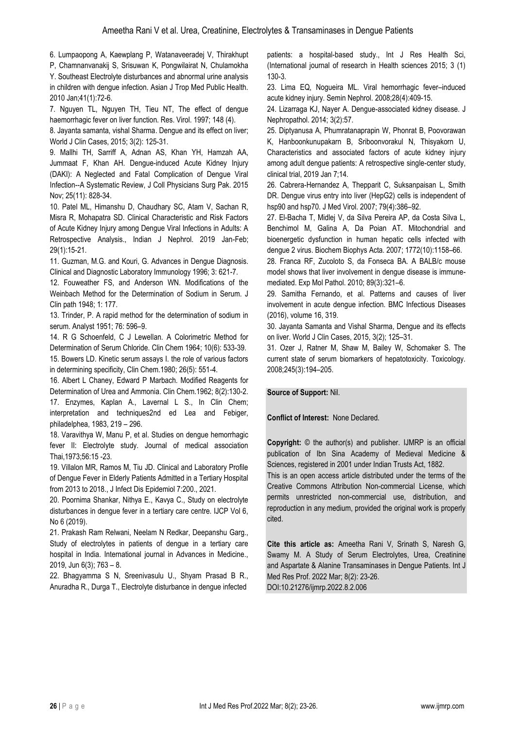6. Lumpaopong A, Kaewplang P, Watanaveeradej V, Thirakhupt P, Chamnanvanakij S, Srisuwan K, Pongwilairat N, Chulamokha Y. Southeast Electrolyte disturbances and abnormal urine analysis in children with dengue infection. Asian J Trop Med Public Health. 2010 Jan;41(1):72-6.

7. Nguyen TL, Nguyen TH, Tieu NT, The effect of dengue haemorrhagic fever on liver function. Res. Virol. 1997; 148 (4).

8. Jayanta samanta, vishal Sharma. Dengue and its effect on liver; World J Clin Cases, 2015; 3(2): 125-31.

9. Mallhi TH, Sarriff A, Adnan AS, Khan YH, Hamzah AA, Jummaat F, Khan AH. Dengue-induced Acute Kidney Injury (DAKI): A Neglected and Fatal Complication of Dengue Viral Infection--A Systematic Review, J Coll Physicians Surg Pak. 2015 Nov; 25(11): 828-34.

10. Patel ML, Himanshu D, Chaudhary SC, Atam V, Sachan R, Misra R, Mohapatra SD. Clinical Characteristic and Risk Factors of Acute Kidney Injury among Dengue Viral Infections in Adults: A Retrospective Analysis., Indian J Nephrol. 2019 Jan-Feb; 29(1):15-21.

11. Guzman, M.G. and Kouri, G. Advances in Dengue Diagnosis. Clinical and Diagnostic Laboratory Immunology 1996; 3: 621-7.

12. Fouweather FS, and Anderson WN. Modifications of the Weinbach Method for the Determination of Sodium in Serum. J Clin path 1948; 1: 177.

13. Trinder, P. A rapid method for the determination of sodium in serum. Analyst 1951; 76: 596–9.

14. R G Schoenfeld, C J Lewellan. A Colorimetric Method for Determination of Serum Chloride. Clin Chem 1964; 10(6): 533-39.

15. Bowers LD. Kinetic serum assays I. the role of various factors in determining specificity, Clin Chem.1980; 26(5): 551-4.

16. Albert L Chaney, Edward P Marbach. Modified Reagents for Determination of Urea and Ammonia. Clin Chem.1962; 8(2):130-2.

17. Enzymes, Kaplan A., Lavernal L S., In Clin Chem; interpretation and techniques2nd ed Lea and Febiger, philadelphea, 1983, 219 – 296.

18. Varavithya W, Manu P, et al. Studies on dengue hemorrhagic fever II: Electrolyte study. Journal of medical association Thai,1973;56:15 -23.

19. Villalon MR, Ramos M, Tiu JD. Clinical and Laboratory Profile of Dengue Fever in Elderly Patients Admitted in a Tertiary Hospital from 2013 to 2018., J Infect Dis Epidemiol 7:200., 2021.

20. Poornima Shankar, Nithya E., Kavya C., Study on electrolyte disturbances in dengue fever in a tertiary care centre. IJCP Vol 6, No 6 (2019).

21. Prakash Ram Relwani, Neelam N Redkar, Deepanshu Garg., Study of electrolytes in patients of dengue in a tertiary care hospital in India. International journal in Advances in Medicine., 2019, Jun 6(3); 763 – 8.

22. Bhagyamma S N, Sreenivasulu U., Shyam Prasad B R., Anuradha R., Durga T., Electrolyte disturbance in dengue infected patients: a hospital-based study., Int J Res Health Sci, (International journal of research in Health sciences 2015; 3 (1) 130-3.

23. Lima EQ, Nogueira ML. Viral hemorrhagic fever–induced acute kidney injury. Semin Nephrol. 2008;28(4):409-15.

24. Lizarraga KJ, Nayer A. Dengue-associated kidney disease. J Nephropathol. 2014; 3(2):57.

25. Diptyanusa A, Phumratanaprapin W, Phonrat B, Poovorawan K, Hanboonkunupakarn B, Sriboonvorakul N, Thisyakorn U, Characteristics and associated factors of acute kidney injury among adult dengue patients: A retrospective single-center study, clinical trial, 2019 Jan 7;14.

26. Cabrera-Hernandez A, Thepparit C, Suksanpaisan L, Smith DR. Dengue virus entry into liver (HepG2) cells is independent of hsp90 and hsp70. J Med Virol. 2007; 79(4):386–92.

27. El-Bacha T, Midlej V, da Silva Pereira AP, da Costa Silva L, Benchimol M, Galina A, Da Poian AT. Mitochondrial and bioenergetic dysfunction in human hepatic cells infected with dengue 2 virus. Biochem Biophys Acta. 2007; 1772(10):1158–66.

28. Franca RF, Zucoloto S, da Fonseca BA. A BALB/c mouse model shows that liver involvement in dengue disease is immune-mediated. Exp Mol Pathol. 2010; 89(3):321–6.

29. Samitha Fernando, et al. Patterns and causes of liver involvement in acute dengue infection. BMC Infectious Diseases (2016), volume 16, 319.

30. Jayanta Samanta and Vishal Sharma, Dengue and its effects on liver. World J Clin Cases, 2015, 3(2); 125–31.

31. Ozer J, Ratner M, Shaw M, Bailey W, Schomaker S. The current state of serum biomarkers of hepatotoxicity. Toxicology. 2008;245(3):194–205.

**Source of Support:** Nil.

**Conflict of Interest:** None Declared.

**Copyright:** © the author(s) and publisher. IJMRP is an official publication of Ibn Sina Academy of Medieval Medicine & Sciences, registered in 2001 under Indian Trusts Act, 1882.

This is an open access article distributed under the terms of the Creative Commons Attribution Non-commercial License, which permits unrestricted non-commercial use, distribution, and reproduction in any medium, provided the original work is properly cited.

**Cite this article as:** Ameetha Rani V, Srinath S, Naresh G, Swamy M. A Study of Serum Electrolytes, Urea, Creatinine and Aspartate & Alanine Transaminases in Dengue Patients. Int J Med Res Prof. 2022 Mar; 8(2): 23-26.
DOI:10.21276/ijmrp.2022.8.2.006